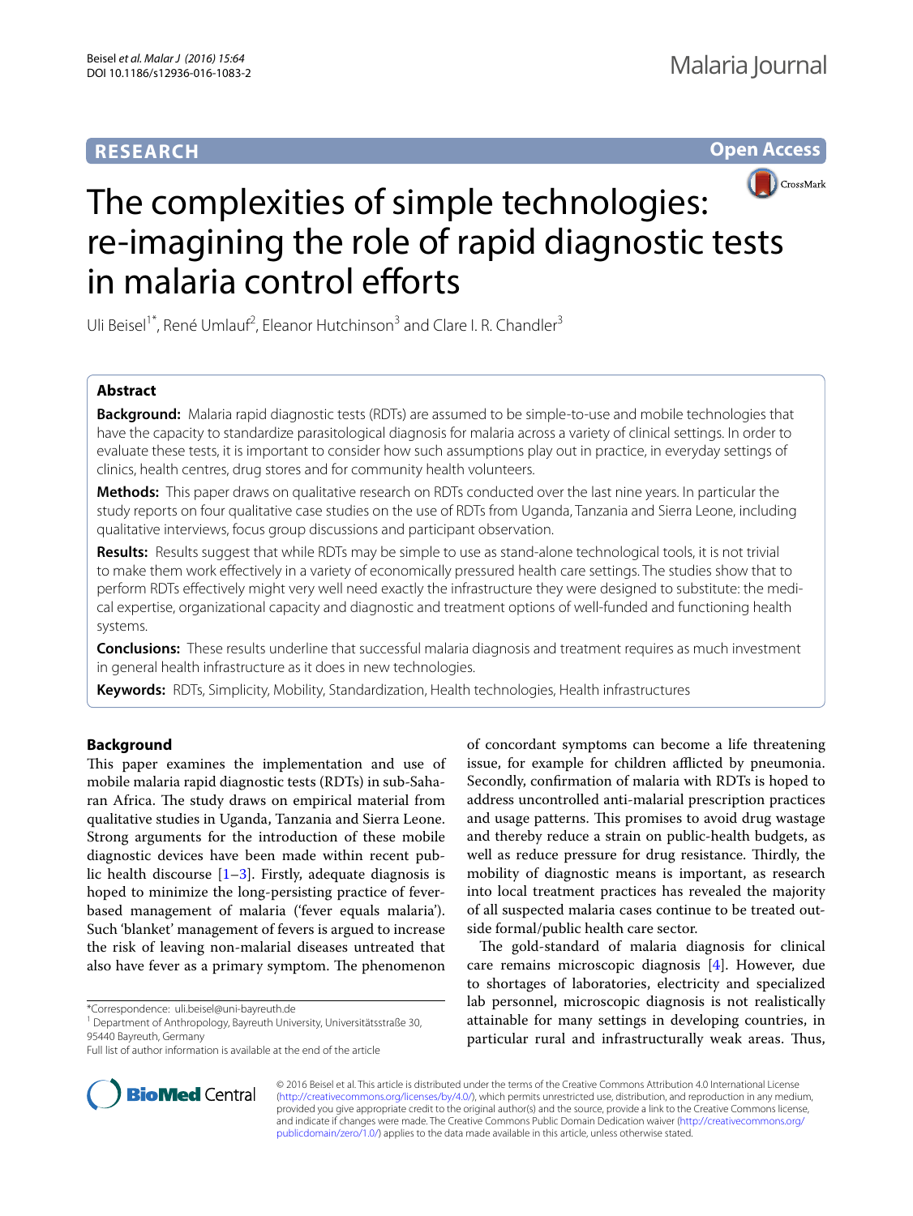**RESEARCH** **Open Access**

# The complexities of simple technologies: re-imagining the role of rapid diagnostic tests in malaria control efforts

Uli Beisel[1*], René Umlauf[2], Eleanor Hutchinson[3] and Clare I. R. Chandler[3]

## Abstract

**Background:** Malaria rapid diagnostic tests (RDTs) are assumed to be simple-to-use and mobile technologies that have the capacity to standardize parasitological diagnosis for malaria across a variety of clinical settings. In order to evaluate these tests, it is important to consider how such assumptions play out in practice, in everyday settings of clinics, health centres, drug stores and for community health volunteers.

**Methods:** This paper draws on qualitative research on RDTs conducted over the last nine years. In particular the study reports on four qualitative case studies on the use of RDTs from Uganda, Tanzania and Sierra Leone, including qualitative interviews, focus group discussions and participant observation.

**Results:** Results suggest that while RDTs may be simple to use as stand-alone technological tools, it is not trivial to make them work effectively in a variety of economically pressured health care settings. The studies show that to perform RDTs effectively might very well need exactly the infrastructure they were designed to substitute: the medical expertise, organizational capacity and diagnostic and treatment options of well-funded and functioning health systems.

**Conclusions:** These results underline that successful malaria diagnosis and treatment requires as much investment in general health infrastructure as it does in new technologies.

**Keywords:** RDTs, Simplicity, Mobility, Standardization, Health technologies, Health infrastructures

## Background

This paper examines the implementation and use of mobile malaria rapid diagnostic tests (RDTs) in sub-Saharan Africa. The study draws on empirical material from qualitative studies in Uganda, Tanzania and Sierra Leone. Strong arguments for the introduction of these mobile diagnostic devices have been made within recent public health discourse [1–3]. Firstly, adequate diagnosis is hoped to minimize the long-persisting practice of fever-based management of malaria ('fever equals malaria'). Such 'blanket' management of fevers is argued to increase the risk of leaving non-malarial diseases untreated that also have fever as a primary symptom. The phenomenon of concordant symptoms can become a life threatening issue, for example for children afflicted by pneumonia. Secondly, confirmation of malaria with RDTs is hoped to address uncontrolled anti-malarial prescription practices and usage patterns. This promises to avoid drug wastage and thereby reduce a strain on public-health budgets, as well as reduce pressure for drug resistance. Thirdly, the mobility of diagnostic means is important, as research into local treatment practices has revealed the majority of all suspected malaria cases continue to be treated outside formal/public health care sector.

The gold-standard of malaria diagnosis for clinical care remains microscopic diagnosis [4]. However, due to shortages of laboratories, electricity and specialized lab personnel, microscopic diagnosis is not realistically attainable for many settings in developing countries, in particular rural and infrastructurally weak areas. Thus,

*Correspondence: uli.beisel@uni-bayreuth.de
[1] Department of Anthropology, Bayreuth University, Universitätsstraße 30, 95440 Bayreuth, Germany
Full list of author information is available at the end of the article

© 2016 Beisel et al. This article is distributed under the terms of the Creative Commons Attribution 4.0 International License (http://creativecommons.org/licenses/by/4.0/), which permits unrestricted use, distribution, and reproduction in any medium, provided you give appropriate credit to the original author(s) and the source, provide a link to the Creative Commons license, and indicate if changes were made. The Creative Commons Public Domain Dedication waiver (http://creativecommons.org/publicdomain/zero/1.0/) applies to the data made available in this article, unless otherwise stated.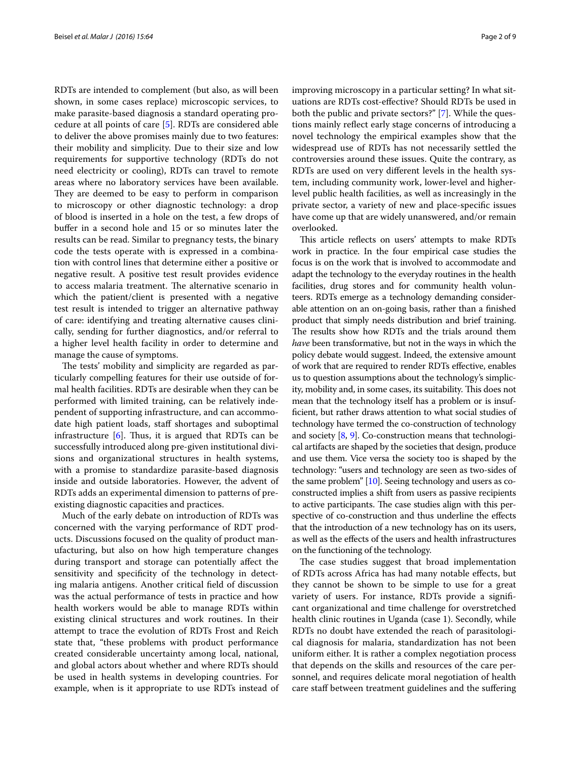RDTs are intended to complement (but also, as will been shown, in some cases replace) microscopic services, to make parasite-based diagnosis a standard operating procedure at all points of care [5]. RDTs are considered able to deliver the above promises mainly due to two features: their mobility and simplicity. Due to their size and low requirements for supportive technology (RDTs do not need electricity or cooling), RDTs can travel to remote areas where no laboratory services have been available. They are deemed to be easy to perform in comparison to microscopy or other diagnostic technology: a drop of blood is inserted in a hole on the test, a few drops of buffer in a second hole and 15 or so minutes later the results can be read. Similar to pregnancy tests, the binary code the tests operate with is expressed in a combination with control lines that determine either a positive or negative result. A positive test result provides evidence to access malaria treatment. The alternative scenario in which the patient/client is presented with a negative test result is intended to trigger an alternative pathway of care: identifying and treating alternative causes clinically, sending for further diagnostics, and/or referral to a higher level health facility in order to determine and manage the cause of symptoms.

The tests' mobility and simplicity are regarded as particularly compelling features for their use outside of formal health facilities. RDTs are desirable when they can be performed with limited training, can be relatively independent of supporting infrastructure, and can accommodate high patient loads, staff shortages and suboptimal infrastructure [6]. Thus, it is argued that RDTs can be successfully introduced along pre-given institutional divisions and organizational structures in health systems, with a promise to standardize parasite-based diagnosis inside and outside laboratories. However, the advent of RDTs adds an experimental dimension to patterns of pre-existing diagnostic capacities and practices.

Much of the early debate on introduction of RDTs was concerned with the varying performance of RDT products. Discussions focused on the quality of product manufacturing, but also on how high temperature changes during transport and storage can potentially affect the sensitivity and specificity of the technology in detecting malaria antigens. Another critical field of discussion was the actual performance of tests in practice and how health workers would be able to manage RDTs within existing clinical structures and work routines. In their attempt to trace the evolution of RDTs Frost and Reich state that, "these problems with product performance created considerable uncertainty among local, national, and global actors about whether and where RDTs should be used in health systems in developing countries. For example, when is it appropriate to use RDTs instead of improving microscopy in a particular setting? In what situations are RDTs cost-effective? Should RDTs be used in both the public and private sectors?" [7]. While the questions mainly reflect early stage concerns of introducing a novel technology the empirical examples show that the widespread use of RDTs has not necessarily settled the controversies around these issues. Quite the contrary, as RDTs are used on very different levels in the health system, including community work, lower-level and higher-level public health facilities, as well as increasingly in the private sector, a variety of new and place-specific issues have come up that are widely unanswered, and/or remain overlooked.

This article reflects on users' attempts to make RDTs work in practice. In the four empirical case studies the focus is on the work that is involved to accommodate and adapt the technology to the everyday routines in the health facilities, drug stores and for community health volunteers. RDTs emerge as a technology demanding considerable attention on an on-going basis, rather than a finished product that simply needs distribution and brief training. The results show how RDTs and the trials around them *have* been transformative, but not in the ways in which the policy debate would suggest. Indeed, the extensive amount of work that are required to render RDTs effective, enables us to question assumptions about the technology's simplicity, mobility and, in some cases, its suitability. This does not mean that the technology itself has a problem or is insufficient, but rather draws attention to what social studies of technology have termed the co-construction of technology and society [8, 9]. Co-construction means that technological artifacts are shaped by the societies that design, produce and use them. Vice versa the society too is shaped by the technology: "users and technology are seen as two-sides of the same problem" [10]. Seeing technology and users as co-constructed implies a shift from users as passive recipients to active participants. The case studies align with this perspective of co-construction and thus underline the effects that the introduction of a new technology has on its users, as well as the effects of the users and health infrastructures on the functioning of the technology.

The case studies suggest that broad implementation of RDTs across Africa has had many notable effects, but they cannot be shown to be simple to use for a great variety of users. For instance, RDTs provide a significant organizational and time challenge for overstretched health clinic routines in Uganda (case 1). Secondly, while RDTs no doubt have extended the reach of parasitological diagnosis for malaria, standardization has not been uniform either. It is rather a complex negotiation process that depends on the skills and resources of the care personnel, and requires delicate moral negotiation of health care staff between treatment guidelines and the suffering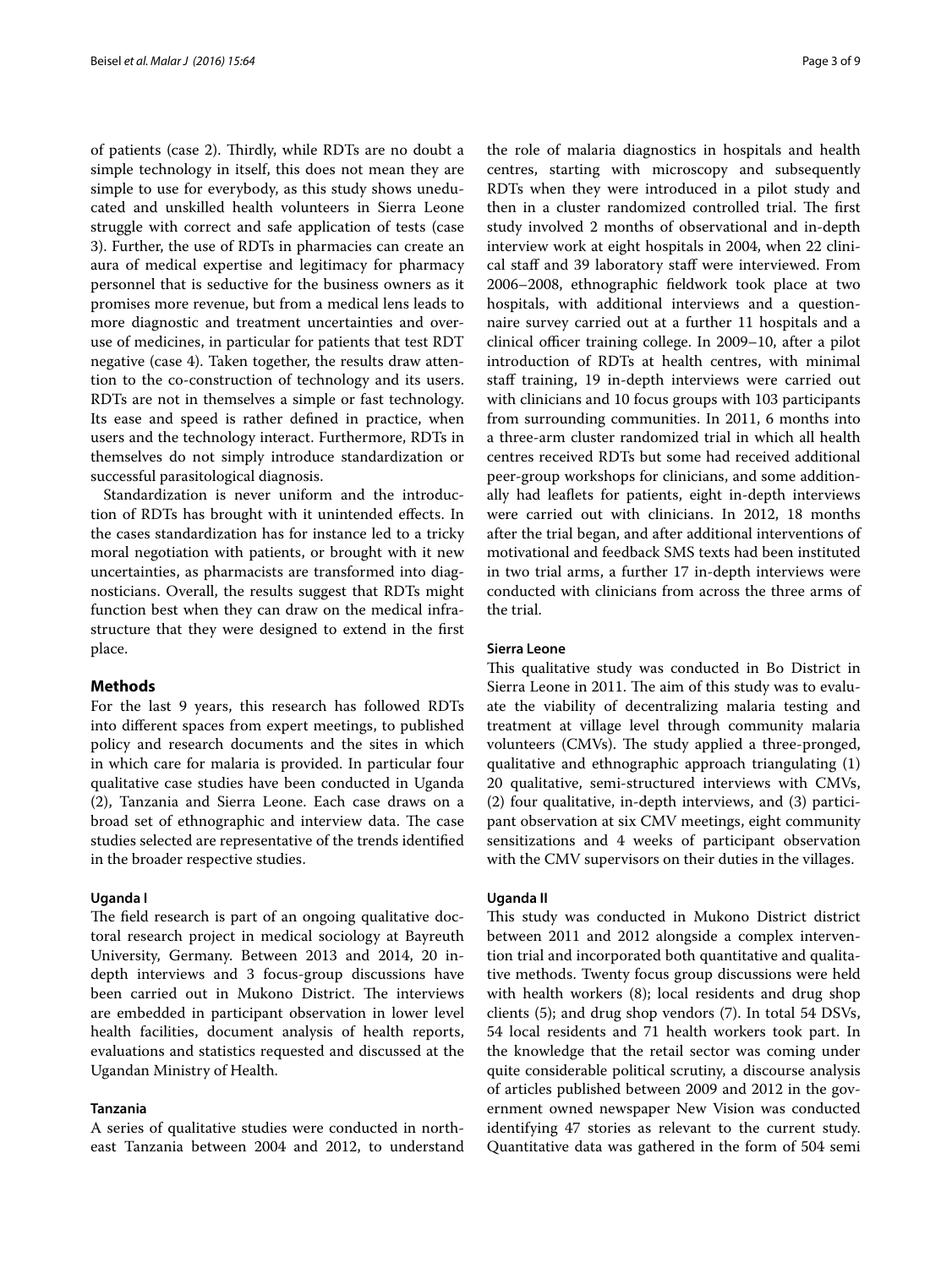of patients (case 2). Thirdly, while RDTs are no doubt a simple technology in itself, this does not mean they are simple to use for everybody, as this study shows uneducated and unskilled health volunteers in Sierra Leone struggle with correct and safe application of tests (case 3). Further, the use of RDTs in pharmacies can create an aura of medical expertise and legitimacy for pharmacy personnel that is seductive for the business owners as it promises more revenue, but from a medical lens leads to more diagnostic and treatment uncertainties and overuse of medicines, in particular for patients that test RDT negative (case 4). Taken together, the results draw attention to the co-construction of technology and its users. RDTs are not in themselves a simple or fast technology. Its ease and speed is rather defined in practice, when users and the technology interact. Furthermore, RDTs in themselves do not simply introduce standardization or successful parasitological diagnosis.

Standardization is never uniform and the introduction of RDTs has brought with it unintended effects. In the cases standardization has for instance led to a tricky moral negotiation with patients, or brought with it new uncertainties, as pharmacists are transformed into diagnosticians. Overall, the results suggest that RDTs might function best when they can draw on the medical infrastructure that they were designed to extend in the first place.

## Methods

For the last 9 years, this research has followed RDTs into different spaces from expert meetings, to published policy and research documents and the sites in which in which care for malaria is provided. In particular four qualitative case studies have been conducted in Uganda (2), Tanzania and Sierra Leone. Each case draws on a broad set of ethnographic and interview data. The case studies selected are representative of the trends identified in the broader respective studies.

### Uganda I

The field research is part of an ongoing qualitative doctoral research project in medical sociology at Bayreuth University, Germany. Between 2013 and 2014, 20 in-depth interviews and 3 focus-group discussions have been carried out in Mukono District. The interviews are embedded in participant observation in lower level health facilities, document analysis of health reports, evaluations and statistics requested and discussed at the Ugandan Ministry of Health.

### Tanzania

A series of qualitative studies were conducted in north-east Tanzania between 2004 and 2012, to understand the role of malaria diagnostics in hospitals and health centres, starting with microscopy and subsequently RDTs when they were introduced in a pilot study and then in a cluster randomized controlled trial. The first study involved 2 months of observational and in-depth interview work at eight hospitals in 2004, when 22 clinical staff and 39 laboratory staff were interviewed. From 2006–2008, ethnographic fieldwork took place at two hospitals, with additional interviews and a questionnaire survey carried out at a further 11 hospitals and a clinical officer training college. In 2009–10, after a pilot introduction of RDTs at health centres, with minimal staff training, 19 in-depth interviews were carried out with clinicians and 10 focus groups with 103 participants from surrounding communities. In 2011, 6 months into a three-arm cluster randomized trial in which all health centres received RDTs but some had received additional peer-group workshops for clinicians, and some additionally had leaflets for patients, eight in-depth interviews were carried out with clinicians. In 2012, 18 months after the trial began, and after additional interventions of motivational and feedback SMS texts had been instituted in two trial arms, a further 17 in-depth interviews were conducted with clinicians from across the three arms of the trial.

### Sierra Leone

This qualitative study was conducted in Bo District in Sierra Leone in 2011. The aim of this study was to evaluate the viability of decentralizing malaria testing and treatment at village level through community malaria volunteers (CMVs). The study applied a three-pronged, qualitative and ethnographic approach triangulating (1) 20 qualitative, semi-structured interviews with CMVs, (2) four qualitative, in-depth interviews, and (3) participant observation at six CMV meetings, eight community sensitizations and 4 weeks of participant observation with the CMV supervisors on their duties in the villages.

### Uganda II

This study was conducted in Mukono District district between 2011 and 2012 alongside a complex intervention trial and incorporated both quantitative and qualitative methods. Twenty focus group discussions were held with health workers (8); local residents and drug shop clients (5); and drug shop vendors (7). In total 54 DSVs, 54 local residents and 71 health workers took part. In the knowledge that the retail sector was coming under quite considerable political scrutiny, a discourse analysis of articles published between 2009 and 2012 in the government owned newspaper New Vision was conducted identifying 47 stories as relevant to the current study. Quantitative data was gathered in the form of 504 semi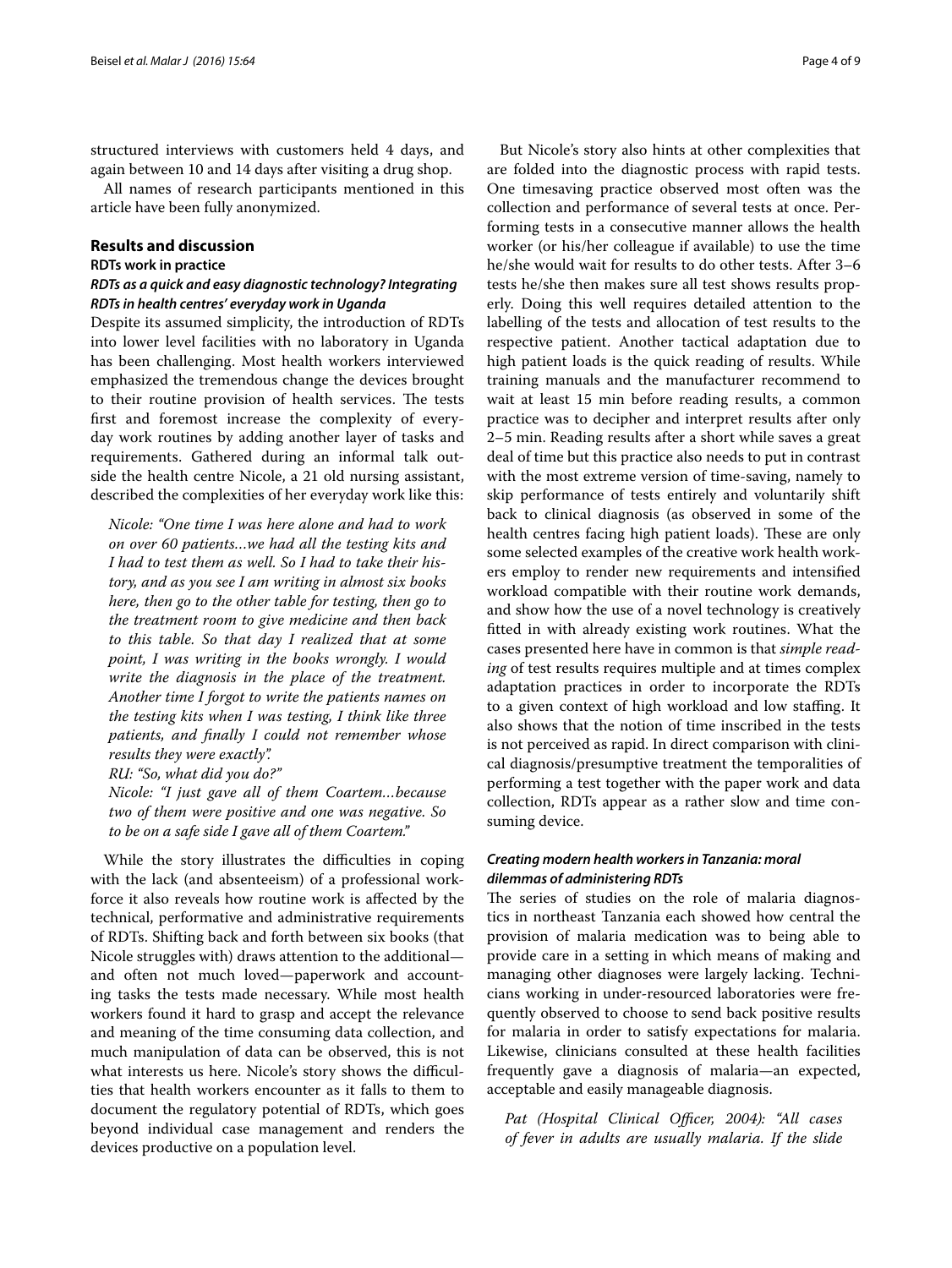structured interviews with customers held 4 days, and again between 10 and 14 days after visiting a drug shop.

All names of research participants mentioned in this article have been fully anonymized.

## Results and discussion

### RDTs work in practice

#### *RDTs as a quick and easy diagnostic technology? Integrating RDTs in health centres' everyday work in Uganda*

Despite its assumed simplicity, the introduction of RDTs into lower level facilities with no laboratory in Uganda has been challenging. Most health workers interviewed emphasized the tremendous change the devices brought to their routine provision of health services. The tests first and foremost increase the complexity of everyday work routines by adding another layer of tasks and requirements. Gathered during an informal talk outside the health centre Nicole, a 21 old nursing assistant, described the complexities of her everyday work like this:

> *Nicole: "One time I was here alone and had to work on over 60 patients…we had all the testing kits and I had to test them as well. So I had to take their history, and as you see I am writing in almost six books here, then go to the other table for testing, then go to the treatment room to give medicine and then back to this table. So that day I realized that at some point, I was writing in the books wrongly. I would write the diagnosis in the place of the treatment. Another time I forgot to write the patients names on the testing kits when I was testing, I think like three patients, and finally I could not remember whose results they were exactly".*
>
> *RU: "So, what did you do?"*
>
> *Nicole: "I just gave all of them Coartem…because two of them were positive and one was negative. So to be on a safe side I gave all of them Coartem."*

While the story illustrates the difficulties in coping with the lack (and absenteeism) of a professional workforce it also reveals how routine work is affected by the technical, performative and administrative requirements of RDTs. Shifting back and forth between six books (that Nicole struggles with) draws attention to the additional—and often not much loved—paperwork and accounting tasks the tests made necessary. While most health workers found it hard to grasp and accept the relevance and meaning of the time consuming data collection, and much manipulation of data can be observed, this is not what interests us here. Nicole's story shows the difficulties that health workers encounter as it falls to them to document the regulatory potential of RDTs, which goes beyond individual case management and renders the devices productive on a population level.

But Nicole's story also hints at other complexities that are folded into the diagnostic process with rapid tests. One timesaving practice observed most often was the collection and performance of several tests at once. Performing tests in a consecutive manner allows the health worker (or his/her colleague if available) to use the time he/she would wait for results to do other tests. After 3–6 tests he/she then makes sure all test shows results properly. Doing this well requires detailed attention to the labelling of the tests and allocation of test results to the respective patient. Another tactical adaptation due to high patient loads is the quick reading of results. While training manuals and the manufacturer recommend to wait at least 15 min before reading results, a common practice was to decipher and interpret results after only 2–5 min. Reading results after a short while saves a great deal of time but this practice also needs to put in contrast with the most extreme version of time-saving, namely to skip performance of tests entirely and voluntarily shift back to clinical diagnosis (as observed in some of the health centres facing high patient loads). These are only some selected examples of the creative work health workers employ to render new requirements and intensified workload compatible with their routine work demands, and show how the use of a novel technology is creatively fitted in with already existing work routines. What the cases presented here have in common is that *simple reading* of test results requires multiple and at times complex adaptation practices in order to incorporate the RDTs to a given context of high workload and low staffing. It also shows that the notion of time inscribed in the tests is not perceived as rapid. In direct comparison with clinical diagnosis/presumptive treatment the temporalities of performing a test together with the paper work and data collection, RDTs appear as a rather slow and time consuming device.

#### *Creating modern health workers in Tanzania: moral dilemmas of administering RDTs*

The series of studies on the role of malaria diagnostics in northeast Tanzania each showed how central the provision of malaria medication was to being able to provide care in a setting in which means of making and managing other diagnoses were largely lacking. Technicians working in under-resourced laboratories were frequently observed to choose to send back positive results for malaria in order to satisfy expectations for malaria. Likewise, clinicians consulted at these health facilities frequently gave a diagnosis of malaria—an expected, acceptable and easily manageable diagnosis.

> *Pat (Hospital Clinical Officer, 2004): "All cases of fever in adults are usually malaria. If the slide*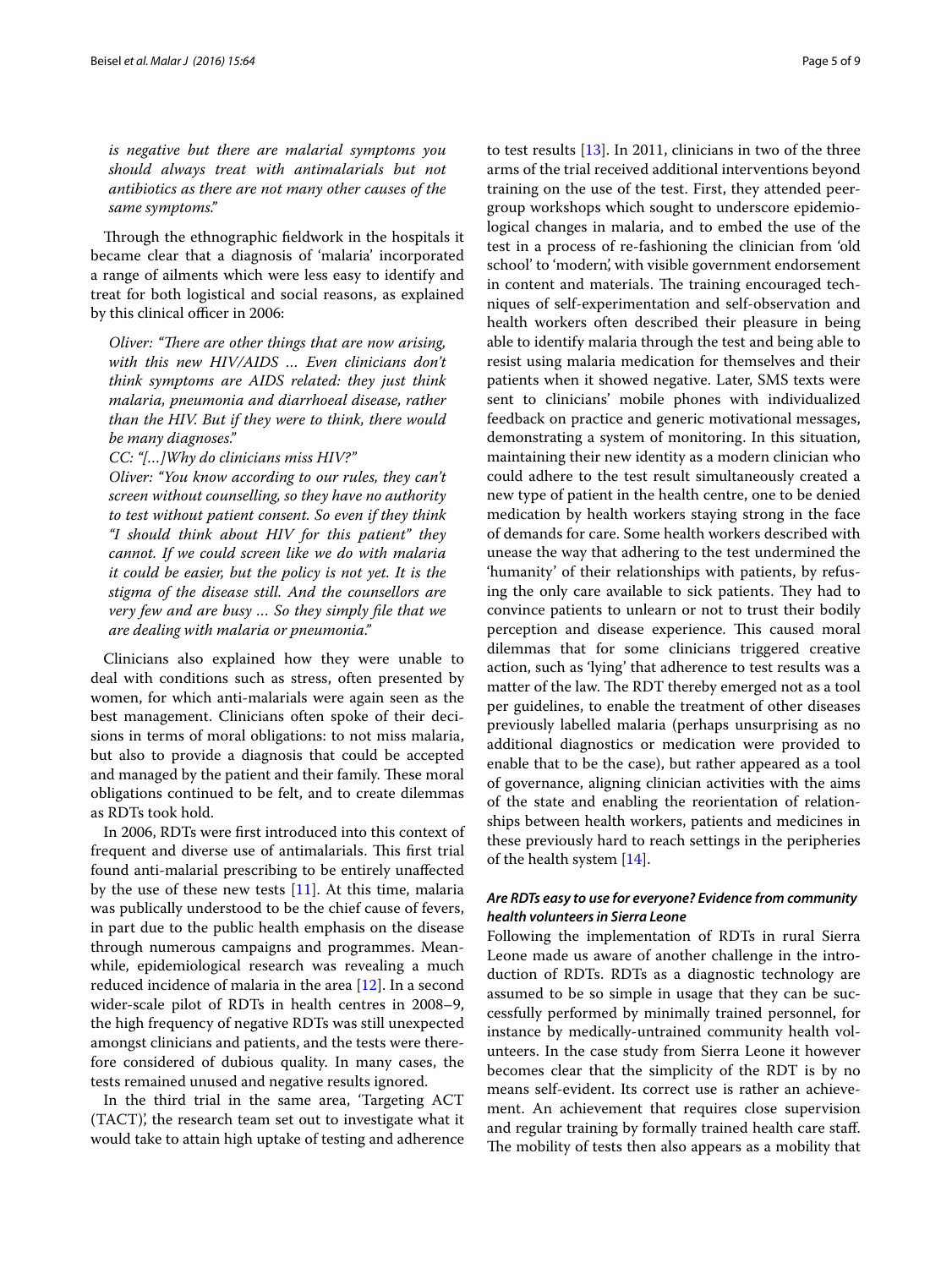*is negative but there are malarial symptoms you should always treat with antimalarials but not antibiotics as there are not many other causes of the same symptoms."*

Through the ethnographic fieldwork in the hospitals it became clear that a diagnosis of 'malaria' incorporated a range of ailments which were less easy to identify and treat for both logistical and social reasons, as explained by this clinical officer in 2006:

> *Oliver: "There are other things that are now arising, with this new HIV/AIDS … Even clinicians don't think symptoms are AIDS related: they just think malaria, pneumonia and diarrhoeal disease, rather than the HIV. But if they were to think, there would be many diagnoses."*
>
> *CC: "[…]Why do clinicians miss HIV?"*
>
> *Oliver: "You know according to our rules, they can't screen without counselling, so they have no authority to test without patient consent. So even if they think "I should think about HIV for this patient" they cannot. If we could screen like we do with malaria it could be easier, but the policy is not yet. It is the stigma of the disease still. And the counsellors are very few and are busy … So they simply file that we are dealing with malaria or pneumonia."*

Clinicians also explained how they were unable to deal with conditions such as stress, often presented by women, for which anti-malarials were again seen as the best management. Clinicians often spoke of their decisions in terms of moral obligations: to not miss malaria, but also to provide a diagnosis that could be accepted and managed by the patient and their family. These moral obligations continued to be felt, and to create dilemmas as RDTs took hold.

In 2006, RDTs were first introduced into this context of frequent and diverse use of antimalarials. This first trial found anti-malarial prescribing to be entirely unaffected by the use of these new tests [11]. At this time, malaria was publically understood to be the chief cause of fevers, in part due to the public health emphasis on the disease through numerous campaigns and programmes. Meanwhile, epidemiological research was revealing a much reduced incidence of malaria in the area [12]. In a second wider-scale pilot of RDTs in health centres in 2008–9, the high frequency of negative RDTs was still unexpected amongst clinicians and patients, and the tests were therefore considered of dubious quality. In many cases, the tests remained unused and negative results ignored.

In the third trial in the same area, 'Targeting ACT (TACT)', the research team set out to investigate what it would take to attain high uptake of testing and adherence to test results [13]. In 2011, clinicians in two of the three arms of the trial received additional interventions beyond training on the use of the test. First, they attended peer-group workshops which sought to underscore epidemiological changes in malaria, and to embed the use of the test in a process of re-fashioning the clinician from 'old school' to 'modern', with visible government endorsement in content and materials. The training encouraged techniques of self-experimentation and self-observation and health workers often described their pleasure in being able to identify malaria through the test and being able to resist using malaria medication for themselves and their patients when it showed negative. Later, SMS texts were sent to clinicians' mobile phones with individualized feedback on practice and generic motivational messages, demonstrating a system of monitoring. In this situation, maintaining their new identity as a modern clinician who could adhere to the test result simultaneously created a new type of patient in the health centre, one to be denied medication by health workers staying strong in the face of demands for care. Some health workers described with unease the way that adhering to the test undermined the 'humanity' of their relationships with patients, by refusing the only care available to sick patients. They had to convince patients to unlearn or not to trust their bodily perception and disease experience. This caused moral dilemmas that for some clinicians triggered creative action, such as 'lying' that adherence to test results was a matter of the law. The RDT thereby emerged not as a tool per guidelines, to enable the treatment of other diseases previously labelled malaria (perhaps unsurprising as no additional diagnostics or medication were provided to enable that to be the case), but rather appeared as a tool of governance, aligning clinician activities with the aims of the state and enabling the reorientation of relationships between health workers, patients and medicines in these previously hard to reach settings in the peripheries of the health system [14].

### *Are RDTs easy to use for everyone? Evidence from community health volunteers in Sierra Leone*

Following the implementation of RDTs in rural Sierra Leone made us aware of another challenge in the introduction of RDTs. RDTs as a diagnostic technology are assumed to be so simple in usage that they can be successfully performed by minimally trained personnel, for instance by medically-untrained community health volunteers. In the case study from Sierra Leone it however becomes clear that the simplicity of the RDT is by no means self-evident. Its correct use is rather an achievement. An achievement that requires close supervision and regular training by formally trained health care staff. The mobility of tests then also appears as a mobility that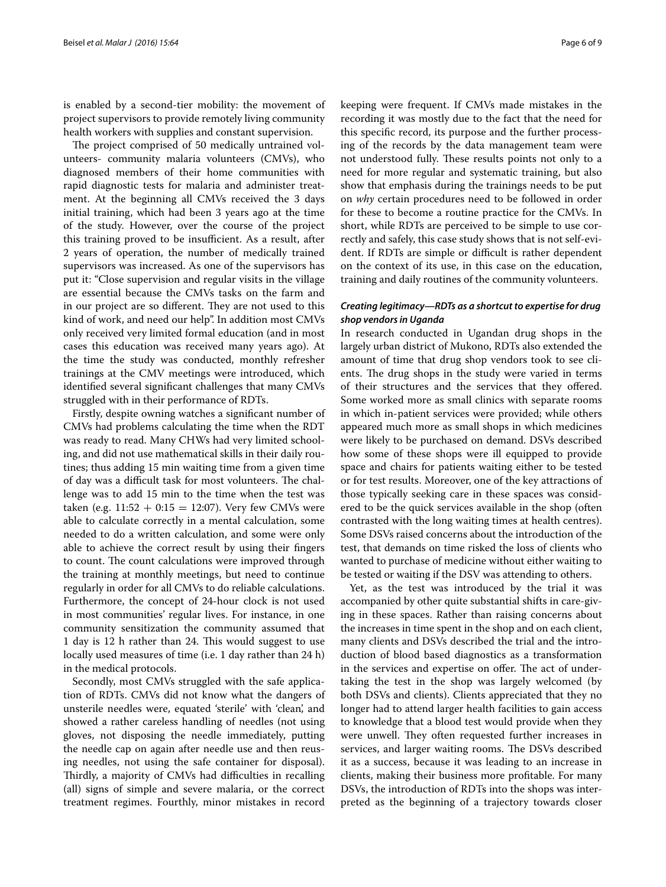is enabled by a second-tier mobility: the movement of project supervisors to provide remotely living community health workers with supplies and constant supervision.

The project comprised of 50 medically untrained volunteers- community malaria volunteers (CMVs), who diagnosed members of their home communities with rapid diagnostic tests for malaria and administer treatment. At the beginning all CMVs received the 3 days initial training, which had been 3 years ago at the time of the study. However, over the course of the project this training proved to be insufficient. As a result, after 2 years of operation, the number of medically trained supervisors was increased. As one of the supervisors has put it: "Close supervision and regular visits in the village are essential because the CMVs tasks on the farm and in our project are so different. They are not used to this kind of work, and need our help". In addition most CMVs only received very limited formal education (and in most cases this education was received many years ago). At the time the study was conducted, monthly refresher trainings at the CMV meetings were introduced, which identified several significant challenges that many CMVs struggled with in their performance of RDTs.

Firstly, despite owning watches a significant number of CMVs had problems calculating the time when the RDT was ready to read. Many CHWs had very limited schooling, and did not use mathematical skills in their daily routines; thus adding 15 min waiting time from a given time of day was a difficult task for most volunteers. The challenge was to add 15 min to the time when the test was taken (e.g. 11:52 + 0:15 = 12:07). Very few CMVs were able to calculate correctly in a mental calculation, some needed to do a written calculation, and some were only able to achieve the correct result by using their fingers to count. The count calculations were improved through the training at monthly meetings, but need to continue regularly in order for all CMVs to do reliable calculations. Furthermore, the concept of 24-hour clock is not used in most communities' regular lives. For instance, in one community sensitization the community assumed that 1 day is 12 h rather than 24. This would suggest to use locally used measures of time (i.e. 1 day rather than 24 h) in the medical protocols.

Secondly, most CMVs struggled with the safe application of RDTs. CMVs did not know what the dangers of unsterile needles were, equated 'sterile' with 'clean', and showed a rather careless handling of needles (not using gloves, not disposing the needle immediately, putting the needle cap on again after needle use and then reusing needles, not using the safe container for disposal). Thirdly, a majority of CMVs had difficulties in recalling (all) signs of simple and severe malaria, or the correct treatment regimes. Fourthly, minor mistakes in record keeping were frequent. If CMVs made mistakes in the recording it was mostly due to the fact that the need for this specific record, its purpose and the further processing of the records by the data management team were not understood fully. These results points not only to a need for more regular and systematic training, but also show that emphasis during the trainings needs to be put on *why* certain procedures need to be followed in order for these to become a routine practice for the CMVs. In short, while RDTs are perceived to be simple to use correctly and safely, this case study shows that is not self-evident. If RDTs are simple or difficult is rather dependent on the context of its use, in this case on the education, training and daily routines of the community volunteers.

### *Creating legitimacy—RDTs as a shortcut to expertise for drug shop vendors in Uganda*

In research conducted in Ugandan drug shops in the largely urban district of Mukono, RDTs also extended the amount of time that drug shop vendors took to see clients. The drug shops in the study were varied in terms of their structures and the services that they offered. Some worked more as small clinics with separate rooms in which in-patient services were provided; while others appeared much more as small shops in which medicines were likely to be purchased on demand. DSVs described how some of these shops were ill equipped to provide space and chairs for patients waiting either to be tested or for test results. Moreover, one of the key attractions of those typically seeking care in these spaces was considered to be the quick services available in the shop (often contrasted with the long waiting times at health centres). Some DSVs raised concerns about the introduction of the test, that demands on time risked the loss of clients who wanted to purchase of medicine without either waiting to be tested or waiting if the DSV was attending to others.

Yet, as the test was introduced by the trial it was accompanied by other quite substantial shifts in care-giving in these spaces. Rather than raising concerns about the increases in time spent in the shop and on each client, many clients and DSVs described the trial and the introduction of blood based diagnostics as a transformation in the services and expertise on offer. The act of undertaking the test in the shop was largely welcomed (by both DSVs and clients). Clients appreciated that they no longer had to attend larger health facilities to gain access to knowledge that a blood test would provide when they were unwell. They often requested further increases in services, and larger waiting rooms. The DSVs described it as a success, because it was leading to an increase in clients, making their business more profitable. For many DSVs, the introduction of RDTs into the shops was interpreted as the beginning of a trajectory towards closer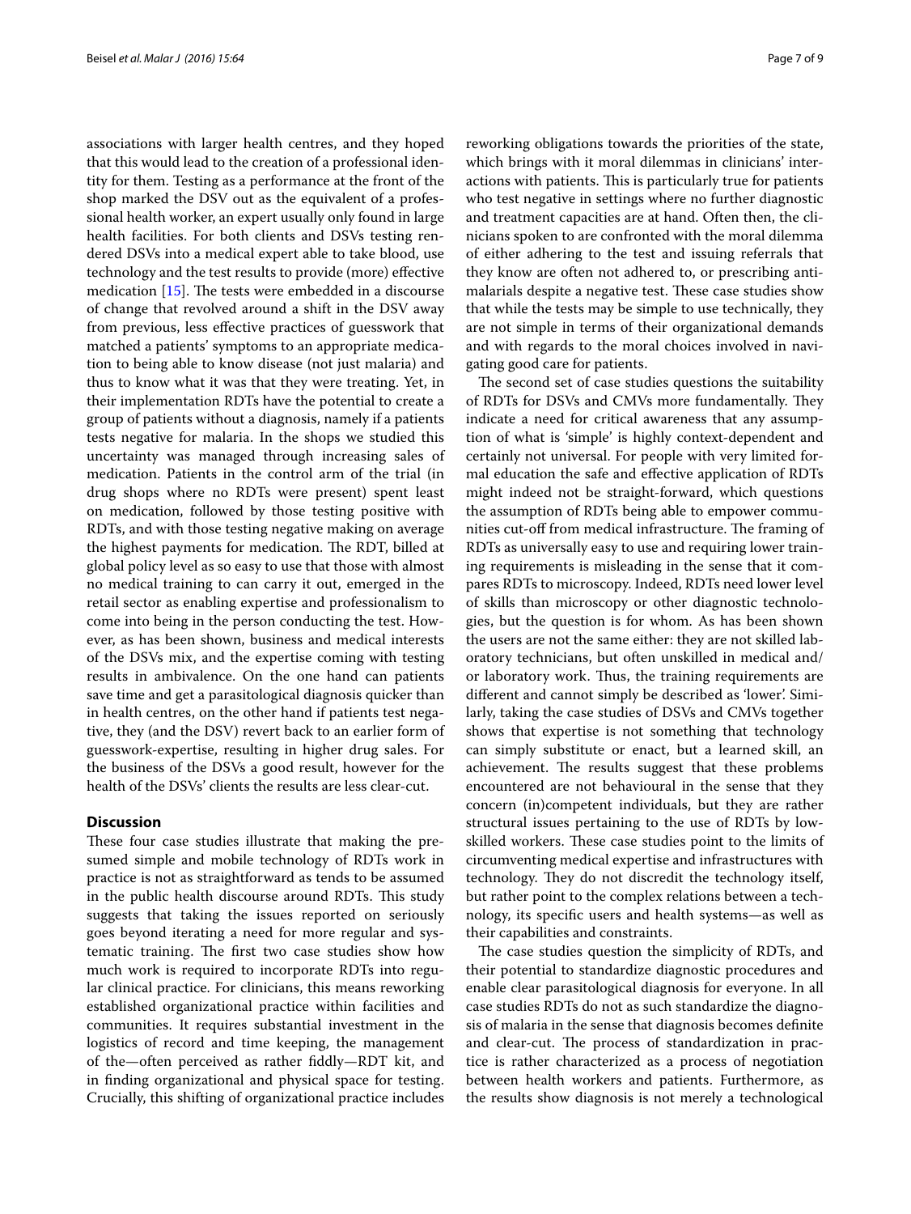associations with larger health centres, and they hoped that this would lead to the creation of a professional identity for them. Testing as a performance at the front of the shop marked the DSV out as the equivalent of a professional health worker, an expert usually only found in large health facilities. For both clients and DSVs testing rendered DSVs into a medical expert able to take blood, use technology and the test results to provide (more) effective medication [15]. The tests were embedded in a discourse of change that revolved around a shift in the DSV away from previous, less effective practices of guesswork that matched a patients' symptoms to an appropriate medication to being able to know disease (not just malaria) and thus to know what it was that they were treating. Yet, in their implementation RDTs have the potential to create a group of patients without a diagnosis, namely if a patients tests negative for malaria. In the shops we studied this uncertainty was managed through increasing sales of medication. Patients in the control arm of the trial (in drug shops where no RDTs were present) spent least on medication, followed by those testing positive with RDTs, and with those testing negative making on average the highest payments for medication. The RDT, billed at global policy level as so easy to use that those with almost no medical training to can carry it out, emerged in the retail sector as enabling expertise and professionalism to come into being in the person conducting the test. However, as has been shown, business and medical interests of the DSVs mix, and the expertise coming with testing results in ambivalence. On the one hand can patients save time and get a parasitological diagnosis quicker than in health centres, on the other hand if patients test negative, they (and the DSV) revert back to an earlier form of guesswork-expertise, resulting in higher drug sales. For the business of the DSVs a good result, however for the health of the DSVs' clients the results are less clear-cut.

## Discussion

These four case studies illustrate that making the presumed simple and mobile technology of RDTs work in practice is not as straightforward as tends to be assumed in the public health discourse around RDTs. This study suggests that taking the issues reported on seriously goes beyond iterating a need for more regular and systematic training. The first two case studies show how much work is required to incorporate RDTs into regular clinical practice. For clinicians, this means reworking established organizational practice within facilities and communities. It requires substantial investment in the logistics of record and time keeping, the management of the—often perceived as rather fiddly—RDT kit, and in finding organizational and physical space for testing. Crucially, this shifting of organizational practice includes reworking obligations towards the priorities of the state, which brings with it moral dilemmas in clinicians' interactions with patients. This is particularly true for patients who test negative in settings where no further diagnostic and treatment capacities are at hand. Often then, the clinicians spoken to are confronted with the moral dilemma of either adhering to the test and issuing referrals that they know are often not adhered to, or prescribing antimalarials despite a negative test. These case studies show that while the tests may be simple to use technically, they are not simple in terms of their organizational demands and with regards to the moral choices involved in navigating good care for patients.

The second set of case studies questions the suitability of RDTs for DSVs and CMVs more fundamentally. They indicate a need for critical awareness that any assumption of what is 'simple' is highly context-dependent and certainly not universal. For people with very limited formal education the safe and effective application of RDTs might indeed not be straight-forward, which questions the assumption of RDTs being able to empower communities cut-off from medical infrastructure. The framing of RDTs as universally easy to use and requiring lower training requirements is misleading in the sense that it compares RDTs to microscopy. Indeed, RDTs need lower level of skills than microscopy or other diagnostic technologies, but the question is for whom. As has been shown the users are not the same either: they are not skilled laboratory technicians, but often unskilled in medical and/or laboratory work. Thus, the training requirements are different and cannot simply be described as 'lower'. Similarly, taking the case studies of DSVs and CMVs together shows that expertise is not something that technology can simply substitute or enact, but a learned skill, an achievement. The results suggest that these problems encountered are not behavioural in the sense that they concern (in)competent individuals, but they are rather structural issues pertaining to the use of RDTs by low-skilled workers. These case studies point to the limits of circumventing medical expertise and infrastructures with technology. They do not discredit the technology itself, but rather point to the complex relations between a technology, its specific users and health systems—as well as their capabilities and constraints.

The case studies question the simplicity of RDTs, and their potential to standardize diagnostic procedures and enable clear parasitological diagnosis for everyone. In all case studies RDTs do not as such standardize the diagnosis of malaria in the sense that diagnosis becomes definite and clear-cut. The process of standardization in practice is rather characterized as a process of negotiation between health workers and patients. Furthermore, as the results show diagnosis is not merely a technological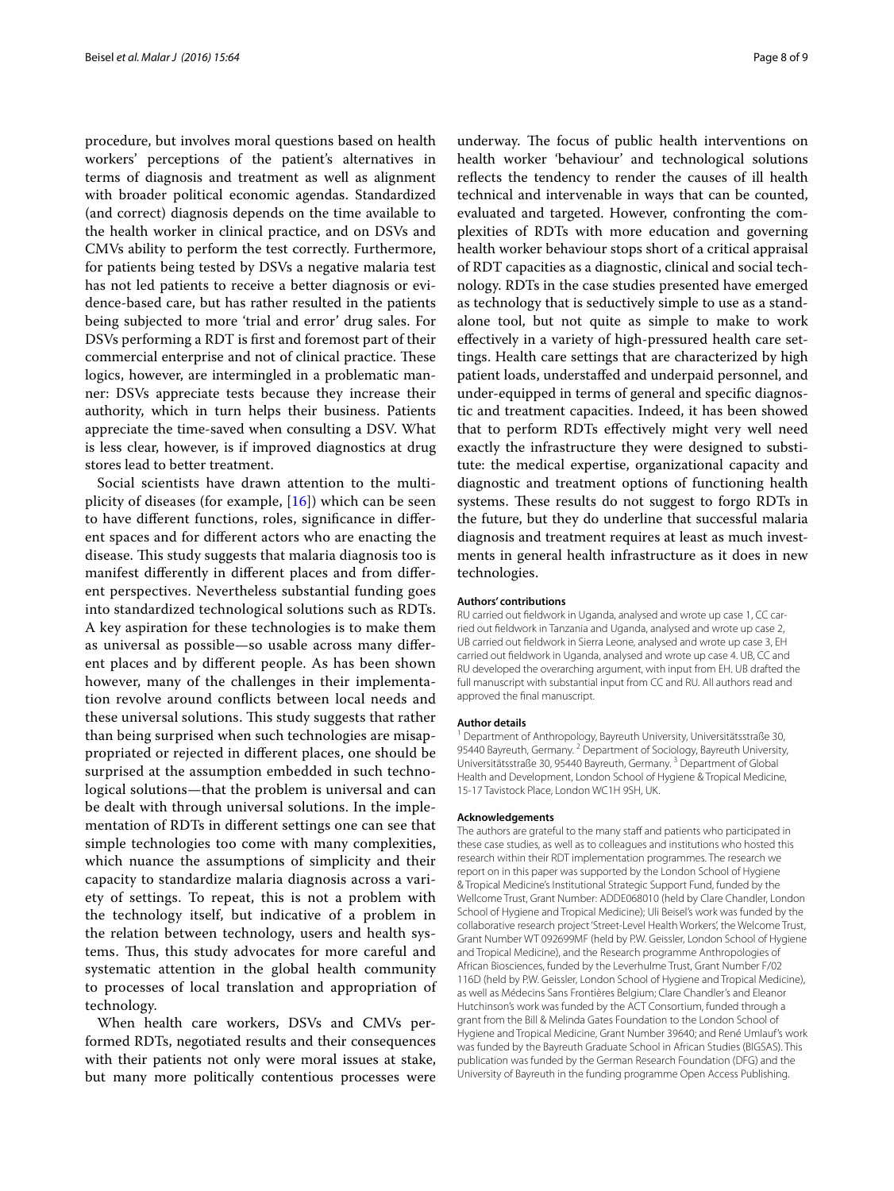procedure, but involves moral questions based on health workers' perceptions of the patient's alternatives in terms of diagnosis and treatment as well as alignment with broader political economic agendas. Standardized (and correct) diagnosis depends on the time available to the health worker in clinical practice, and on DSVs and CMVs ability to perform the test correctly. Furthermore, for patients being tested by DSVs a negative malaria test has not led patients to receive a better diagnosis or evidence-based care, but has rather resulted in the patients being subjected to more 'trial and error' drug sales. For DSVs performing a RDT is first and foremost part of their commercial enterprise and not of clinical practice. These logics, however, are intermingled in a problematic manner: DSVs appreciate tests because they increase their authority, which in turn helps their business. Patients appreciate the time-saved when consulting a DSV. What is less clear, however, is if improved diagnostics at drug stores lead to better treatment.

Social scientists have drawn attention to the multiplicity of diseases (for example, [16]) which can be seen to have different functions, roles, significance in different spaces and for different actors who are enacting the disease. This study suggests that malaria diagnosis too is manifest differently in different places and from different perspectives. Nevertheless substantial funding goes into standardized technological solutions such as RDTs. A key aspiration for these technologies is to make them as universal as possible—so usable across many different places and by different people. As has been shown however, many of the challenges in their implementation revolve around conflicts between local needs and these universal solutions. This study suggests that rather than being surprised when such technologies are misappropriated or rejected in different places, one should be surprised at the assumption embedded in such technological solutions—that the problem is universal and can be dealt with through universal solutions. In the implementation of RDTs in different settings one can see that simple technologies too come with many complexities, which nuance the assumptions of simplicity and their capacity to standardize malaria diagnosis across a variety of settings. To repeat, this is not a problem with the technology itself, but indicative of a problem in the relation between technology, users and health systems. Thus, this study advocates for more careful and systematic attention in the global health community to processes of local translation and appropriation of technology.

When health care workers, DSVs and CMVs performed RDTs, negotiated results and their consequences with their patients not only were moral issues at stake, but many more politically contentious processes were underway. The focus of public health interventions on health worker 'behaviour' and technological solutions reflects the tendency to render the causes of ill health technical and intervenable in ways that can be counted, evaluated and targeted. However, confronting the complexities of RDTs with more education and governing health worker behaviour stops short of a critical appraisal of RDT capacities as a diagnostic, clinical and social technology. RDTs in the case studies presented have emerged as technology that is seductively simple to use as a standalone tool, but not quite as simple to make to work effectively in a variety of high-pressured health care settings. Health care settings that are characterized by high patient loads, understaffed and underpaid personnel, and under-equipped in terms of general and specific diagnostic and treatment capacities. Indeed, it has been showed that to perform RDTs effectively might very well need exactly the infrastructure they were designed to substitute: the medical expertise, organizational capacity and diagnostic and treatment options of functioning health systems. These results do not suggest to forgo RDTs in the future, but they do underline that successful malaria diagnosis and treatment requires at least as much investments in general health infrastructure as it does in new technologies.

#### Authors' contributions

RU carried out fieldwork in Uganda, analysed and wrote up case 1, CC carried out fieldwork in Tanzania and Uganda, analysed and wrote up case 2, UB carried out fieldwork in Sierra Leone, analysed and wrote up case 3, EH carried out fieldwork in Uganda, analysed and wrote up case 4. UB, CC and RU developed the overarching argument, with input from EH. UB drafted the full manuscript with substantial input from CC and RU. All authors read and approved the final manuscript.

#### Author details

[1] Department of Anthropology, Bayreuth University, Universitätsstraße 30, 95440 Bayreuth, Germany. [2] Department of Sociology, Bayreuth University, Universitätsstraße 30, 95440 Bayreuth, Germany. [3] Department of Global Health and Development, London School of Hygiene & Tropical Medicine, 15-17 Tavistock Place, London WC1H 9SH, UK.

#### Acknowledgements

The authors are grateful to the many staff and patients who participated in these case studies, as well as to colleagues and institutions who hosted this research within their RDT implementation programmes. The research we report on in this paper was supported by the London School of Hygiene & Tropical Medicine's Institutional Strategic Support Fund, funded by the Wellcome Trust, Grant Number: ADDE068010 (held by Clare Chandler, London School of Hygiene and Tropical Medicine); Uli Beisel's work was funded by the collaborative research project 'Street-Level Health Workers', the Welcome Trust, Grant Number WT 092699MF (held by P.W. Geissler, London School of Hygiene and Tropical Medicine), and the Research programme Anthropologies of African Biosciences, funded by the Leverhulme Trust, Grant Number F/02 116D (held by P.W. Geissler, London School of Hygiene and Tropical Medicine), as well as Médecins Sans Frontières Belgium; Clare Chandler's and Eleanor Hutchinson's work was funded by the ACT Consortium, funded through a grant from the Bill & Melinda Gates Foundation to the London School of Hygiene and Tropical Medicine, Grant Number 39640; and René Umlauf's work was funded by the Bayreuth Graduate School in African Studies (BIGSAS). This publication was funded by the German Research Foundation (DFG) and the University of Bayreuth in the funding programme Open Access Publishing.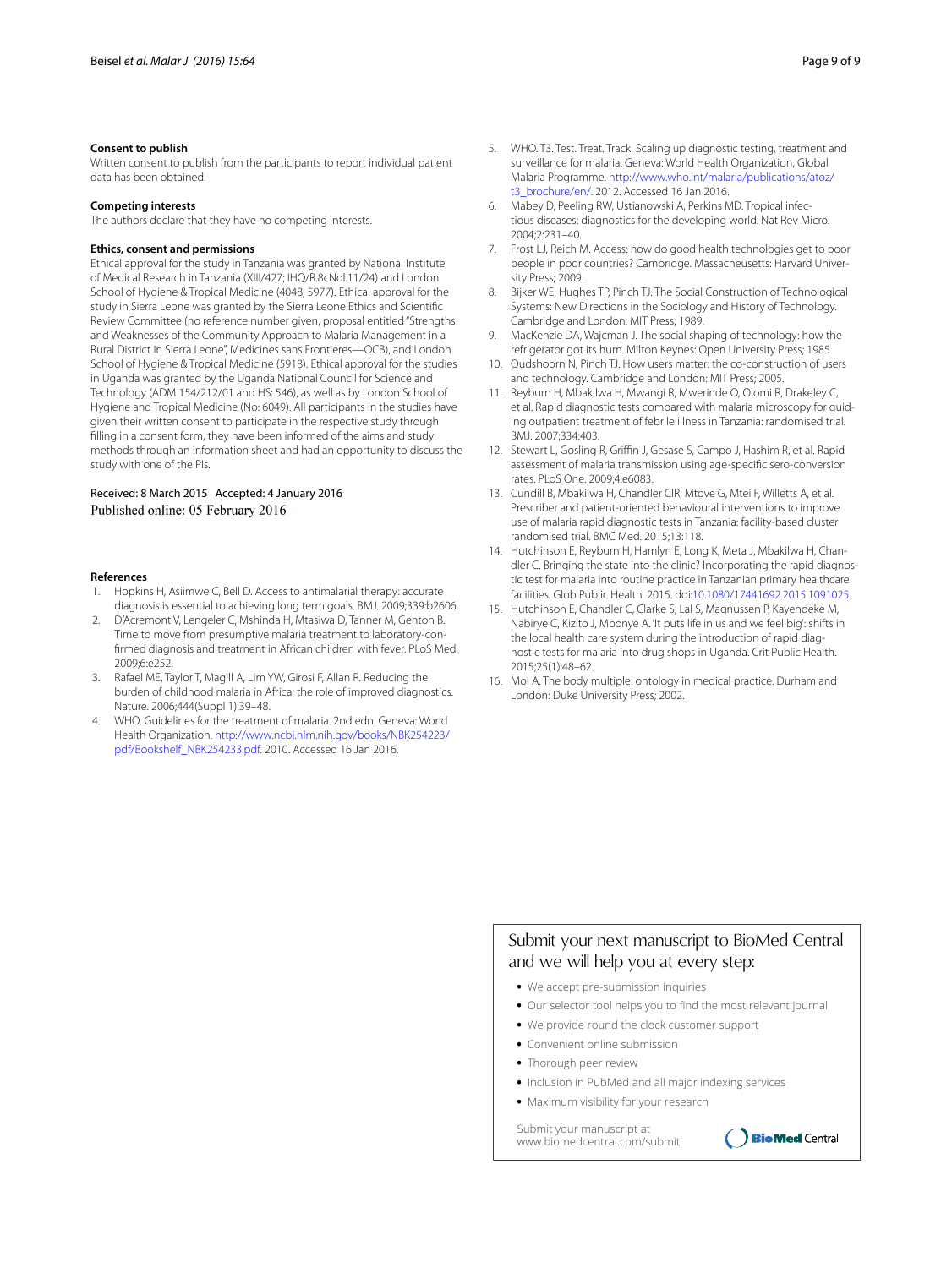#### Consent to publish

Written consent to publish from the participants to report individual patient data has been obtained.

#### Competing interests

The authors declare that they have no competing interests.

#### Ethics, consent and permissions

Ethical approval for the study in Tanzania was granted by National Institute of Medical Research in Tanzania (XIII/427; IHQ/R.8cNol.11/24) and London School of Hygiene & Tropical Medicine (4048; 5977). Ethical approval for the study in Sierra Leone was granted by the Sierra Leone Ethics and Scientific Review Committee (no reference number given, proposal entitled "Strengths and Weaknesses of the Community Approach to Malaria Management in a Rural District in Sierra Leone", Medicines sans Frontieres—OCB), and London School of Hygiene & Tropical Medicine (5918). Ethical approval for the studies in Uganda was granted by the Uganda National Council for Science and Technology (ADM 154/212/01 and HS: 546), as well as by London School of Hygiene and Tropical Medicine (No: 6049). All participants in the studies have given their written consent to participate in the respective study through filling in a consent form, they have been informed of the aims and study methods through an information sheet and had an opportunity to discuss the study with one of the PIs.

Received: 8 March 2015 Accepted: 4 January 2016
Published online: 05 February 2016

#### References

1. Hopkins H, Asiimwe C, Bell D. Access to antimalarial therapy: accurate diagnosis is essential to achieving long term goals. BMJ. 2009;339:b2606.
2. D'Acremont V, Lengeler C, Mshinda H, Mtasiwa D, Tanner M, Genton B. Time to move from presumptive malaria treatment to laboratory-confirmed diagnosis and treatment in African children with fever. PLoS Med. 2009;6:e252.
3. Rafael ME, Taylor T, Magill A, Lim YW, Girosi F, Allan R. Reducing the burden of childhood malaria in Africa: the role of improved diagnostics. Nature. 2006;444(Suppl 1):39–48.
4. WHO. Guidelines for the treatment of malaria. 2nd edn. Geneva: World Health Organization. http://www.ncbi.nlm.nih.gov/books/NBK254223/pdf/Bookshelf_NBK254233.pdf. 2010. Accessed 16 Jan 2016.
5. WHO. T3. Test. Treat. Track. Scaling up diagnostic testing, treatment and surveillance for malaria. Geneva: World Health Organization, Global Malaria Programme. http://www.who.int/malaria/publications/atoz/t3_brochure/en/. 2012. Accessed 16 Jan 2016.
6. Mabey D, Peeling RW, Ustianowski A, Perkins MD. Tropical infectious diseases: diagnostics for the developing world. Nat Rev Micro. 2004;2:231–40.
7. Frost LJ, Reich M. Access: how do good health technologies get to poor people in poor countries? Cambridge. Massacheusetts: Harvard University Press; 2009.
8. Bijker WE, Hughes TP, Pinch TJ. The Social Construction of Technological Systems: New Directions in the Sociology and History of Technology. Cambridge and London: MIT Press; 1989.
9. MacKenzie DA, Wajcman J. The social shaping of technology: how the refrigerator got its hum. Milton Keynes: Open University Press; 1985.
10. Oudshoorn N, Pinch TJ. How users matter: the co-construction of users and technology. Cambridge and London: MIT Press; 2005.
11. Reyburn H, Mbakilwa H, Mwangi R, Mwerinde O, Olomi R, Drakeley C, et al. Rapid diagnostic tests compared with malaria microscopy for guiding outpatient treatment of febrile illness in Tanzania: randomised trial. BMJ. 2007;334:403.
12. Stewart L, Gosling R, Griffin J, Gesase S, Campo J, Hashim R, et al. Rapid assessment of malaria transmission using age-specific sero-conversion rates. PLoS One. 2009;4:e6083.
13. Cundill B, Mbakilwa H, Chandler CIR, Mtove G, Mtei F, Willetts A, et al. Prescriber and patient-oriented behavioural interventions to improve use of malaria rapid diagnostic tests in Tanzania: facility-based cluster randomised trial. BMC Med. 2015;13:118.
14. Hutchinson E, Reyburn H, Hamlyn E, Long K, Meta J, Mbakilwa H, Chandler C. Bringing the state into the clinic? Incorporating the rapid diagnostic test for malaria into routine practice in Tanzanian primary healthcare facilities. Glob Public Health. 2015. doi:10.1080/17441692.2015.1091025.
15. Hutchinson E, Chandler C, Clarke S, Lal S, Magnussen P, Kayendeke M, Nabirye C, Kizito J, Mbonye A. 'It puts life in us and we feel big': shifts in the local health care system during the introduction of rapid diagnostic tests for malaria into drug shops in Uganda. Crit Public Health. 2015;25(1):48–62.
16. Mol A. The body multiple: ontology in medical practice. Durham and London: Duke University Press; 2002.